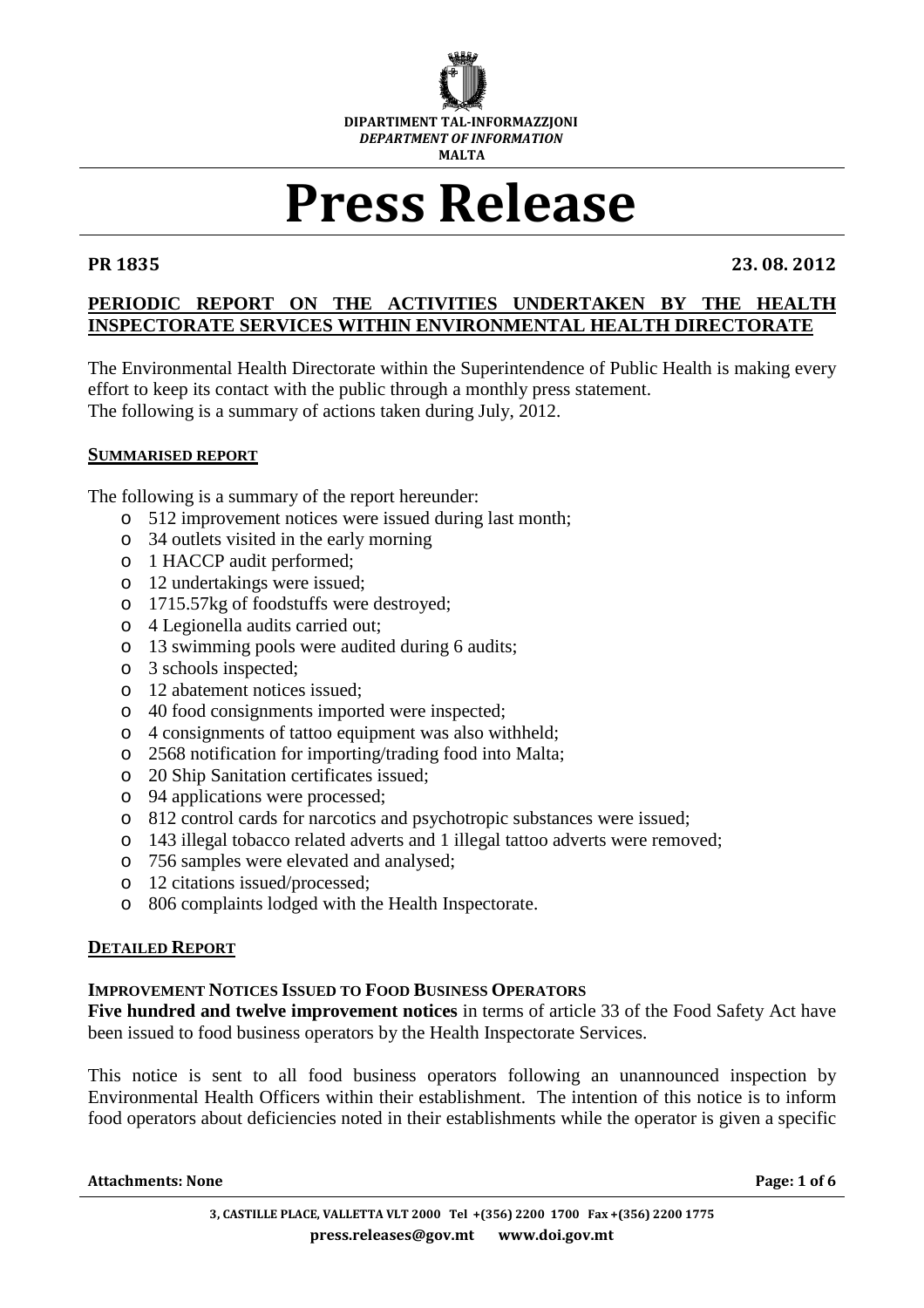DIPARTIMENT TAL-INFORMAZZJONI
*DEPARTMENT OF INFORMATION*
MALTA

# Press Release

**PR 1835** **23. 08. 2012**

## PERIODIC REPORT ON THE ACTIVITIES UNDERTAKEN BY THE HEALTH INSPECTORATE SERVICES WITHIN ENVIRONMENTAL HEALTH DIRECTORATE

The Environmental Health Directorate within the Superintendence of Public Health is making every effort to keep its contact with the public through a monthly press statement.
The following is a summary of actions taken during July, 2012.

### SUMMARISED REPORT

The following is a summary of the report hereunder:

- 512 improvement notices were issued during last month;
- 34 outlets visited in the early morning
- 1 HACCP audit performed;
- 12 undertakings were issued;
- 1715.57kg of foodstuffs were destroyed;
- 4 Legionella audits carried out;
- 13 swimming pools were audited during 6 audits;
- 3 schools inspected;
- 12 abatement notices issued;
- 40 food consignments imported were inspected;
- 4 consignments of tattoo equipment was also withheld;
- 2568 notification for importing/trading food into Malta;
- 20 Ship Sanitation certificates issued;
- 94 applications were processed;
- 812 control cards for narcotics and psychotropic substances were issued;
- 143 illegal tobacco related adverts and 1 illegal tattoo adverts were removed;
- 756 samples were elevated and analysed;
- 12 citations issued/processed;
- 806 complaints lodged with the Health Inspectorate.

### DETAILED REPORT

#### IMPROVEMENT NOTICES ISSUED TO FOOD BUSINESS OPERATORS

**Five hundred and twelve improvement notices** in terms of article 33 of the Food Safety Act have been issued to food business operators by the Health Inspectorate Services.

This notice is sent to all food business operators following an unannounced inspection by Environmental Health Officers within their establishment. The intention of this notice is to inform food operators about deficiencies noted in their establishments while the operator is given a specific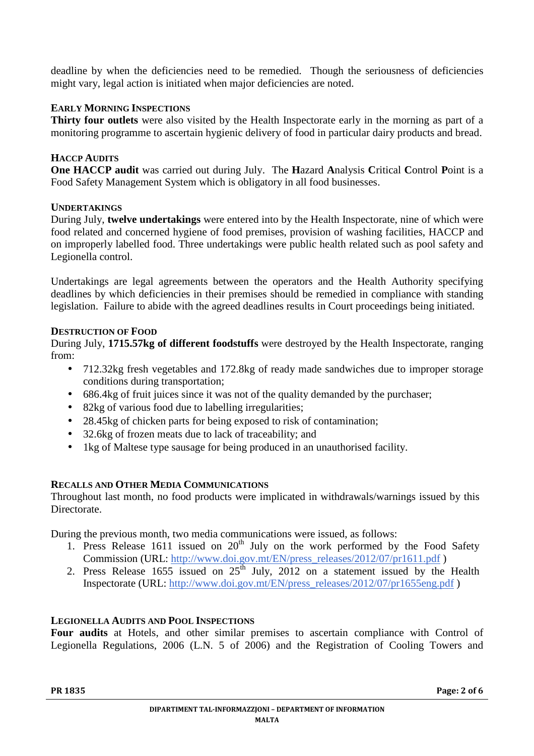deadline by when the deficiencies need to be remedied. Though the seriousness of deficiencies might vary, legal action is initiated when major deficiencies are noted.

### Early Morning Inspections

**Thirty four outlets** were also visited by the Health Inspectorate early in the morning as part of a monitoring programme to ascertain hygienic delivery of food in particular dairy products and bread.

### HACCP Audits

**One HACCP audit** was carried out during July. The **H**azard **A**nalysis **C**ritical **C**ontrol **P**oint is a Food Safety Management System which is obligatory in all food businesses.

### Undertakings

During July, **twelve undertakings** were entered into by the Health Inspectorate, nine of which were food related and concerned hygiene of food premises, provision of washing facilities, HACCP and on improperly labelled food. Three undertakings were public health related such as pool safety and Legionella control.

Undertakings are legal agreements between the operators and the Health Authority specifying deadlines by which deficiencies in their premises should be remedied in compliance with standing legislation. Failure to abide with the agreed deadlines results in Court proceedings being initiated.

### Destruction of Food

During July, **1715.57kg of different foodstuffs** were destroyed by the Health Inspectorate, ranging from:

- 712.32kg fresh vegetables and 172.8kg of ready made sandwiches due to improper storage conditions during transportation;
- 686.4kg of fruit juices since it was not of the quality demanded by the purchaser;
- 82kg of various food due to labelling irregularities;
- 28.45kg of chicken parts for being exposed to risk of contamination;
- 32.6kg of frozen meats due to lack of traceability; and
- 1kg of Maltese type sausage for being produced in an unauthorised facility.

### Recalls and Other Media Communications

Throughout last month, no food products were implicated in withdrawals/warnings issued by this Directorate.

During the previous month, two media communications were issued, as follows:

1. Press Release 1611 issued on 20th July on the work performed by the Food Safety Commission (URL: http://www.doi.gov.mt/EN/press_releases/2012/07/pr1611.pdf )
2. Press Release 1655 issued on 25th July, 2012 on a statement issued by the Health Inspectorate (URL: http://www.doi.gov.mt/EN/press_releases/2012/07/pr1655eng.pdf )

### Legionella Audits and Pool Inspections

**Four audits** at Hotels, and other similar premises to ascertain compliance with Control of Legionella Regulations, 2006 (L.N. 5 of 2006) and the Registration of Cooling Towers and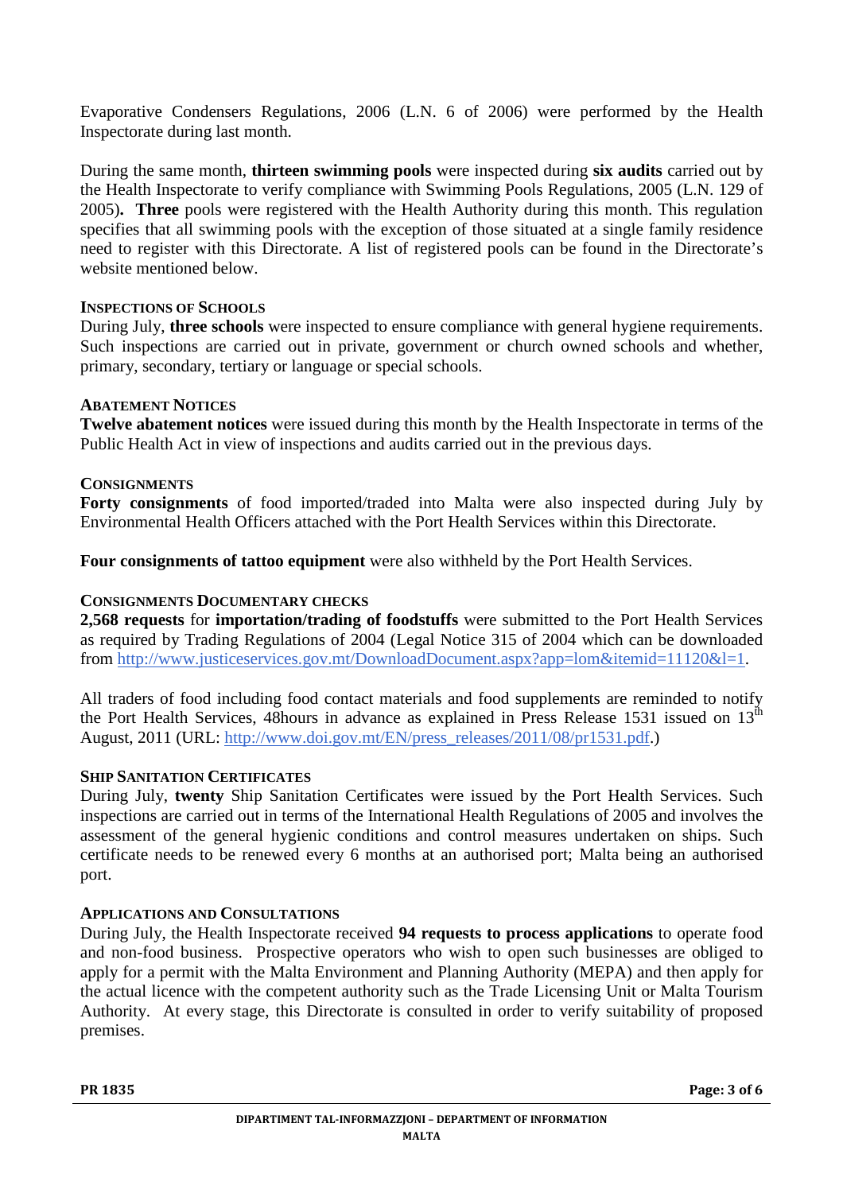Evaporative Condensers Regulations, 2006 (L.N. 6 of 2006) were performed by the Health Inspectorate during last month.

During the same month, **thirteen swimming pools** were inspected during **six audits** carried out by the Health Inspectorate to verify compliance with Swimming Pools Regulations, 2005 (L.N. 129 of 2005)**. Three** pools were registered with the Health Authority during this month. This regulation specifies that all swimming pools with the exception of those situated at a single family residence need to register with this Directorate. A list of registered pools can be found in the Directorate's website mentioned below.

#### INSPECTIONS OF SCHOOLS

During July, **three schools** were inspected to ensure compliance with general hygiene requirements. Such inspections are carried out in private, government or church owned schools and whether, primary, secondary, tertiary or language or special schools.

#### ABATEMENT NOTICES

**Twelve abatement notices** were issued during this month by the Health Inspectorate in terms of the Public Health Act in view of inspections and audits carried out in the previous days.

#### CONSIGNMENTS

**Forty consignments** of food imported/traded into Malta were also inspected during July by Environmental Health Officers attached with the Port Health Services within this Directorate.

**Four consignments of tattoo equipment** were also withheld by the Port Health Services.

#### CONSIGNMENTS DOCUMENTARY CHECKS

**2,568 requests** for **importation/trading of foodstuffs** were submitted to the Port Health Services as required by Trading Regulations of 2004 (Legal Notice 315 of 2004 which can be downloaded from http://www.justiceservices.gov.mt/DownloadDocument.aspx?app=lom&itemid=11120&l=1.

All traders of food including food contact materials and food supplements are reminded to notify the Port Health Services, 48hours in advance as explained in Press Release 1531 issued on 13th August, 2011 (URL: http://www.doi.gov.mt/EN/press_releases/2011/08/pr1531.pdf.)

#### SHIP SANITATION CERTIFICATES

During July, **twenty** Ship Sanitation Certificates were issued by the Port Health Services. Such inspections are carried out in terms of the International Health Regulations of 2005 and involves the assessment of the general hygienic conditions and control measures undertaken on ships. Such certificate needs to be renewed every 6 months at an authorised port; Malta being an authorised port.

#### APPLICATIONS AND CONSULTATIONS

During July, the Health Inspectorate received **94 requests to process applications** to operate food and non-food business. Prospective operators who wish to open such businesses are obliged to apply for a permit with the Malta Environment and Planning Authority (MEPA) and then apply for the actual licence with the competent authority such as the Trade Licensing Unit or Malta Tourism Authority. At every stage, this Directorate is consulted in order to verify suitability of proposed premises.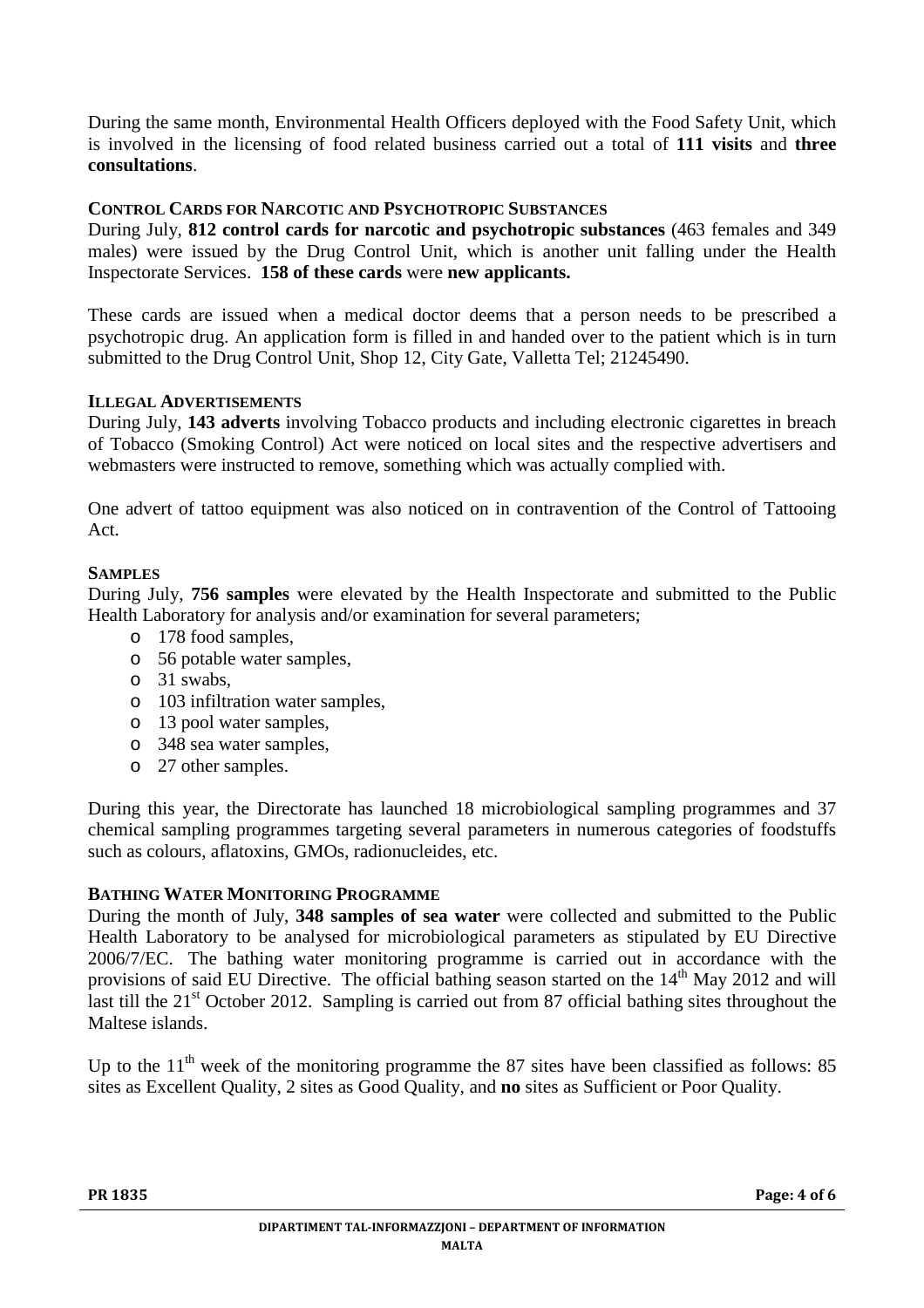During the same month, Environmental Health Officers deployed with the Food Safety Unit, which is involved in the licensing of food related business carried out a total of **111 visits** and **three consultations**.

### CONTROL CARDS FOR NARCOTIC AND PSYCHOTROPIC SUBSTANCES

During July, **812 control cards for narcotic and psychotropic substances** (463 females and 349 males) were issued by the Drug Control Unit, which is another unit falling under the Health Inspectorate Services. **158 of these cards** were **new applicants.**

These cards are issued when a medical doctor deems that a person needs to be prescribed a psychotropic drug. An application form is filled in and handed over to the patient which is in turn submitted to the Drug Control Unit, Shop 12, City Gate, Valletta Tel; 21245490.

### ILLEGAL ADVERTISEMENTS

During July, **143 adverts** involving Tobacco products and including electronic cigarettes in breach of Tobacco (Smoking Control) Act were noticed on local sites and the respective advertisers and webmasters were instructed to remove, something which was actually complied with.

One advert of tattoo equipment was also noticed on in contravention of the Control of Tattooing Act.

### SAMPLES

During July, **756 samples** were elevated by the Health Inspectorate and submitted to the Public Health Laboratory for analysis and/or examination for several parameters;

- 178 food samples,
- 56 potable water samples,
- 31 swabs,
- 103 infiltration water samples,
- 13 pool water samples,
- 348 sea water samples,
- 27 other samples.

During this year, the Directorate has launched 18 microbiological sampling programmes and 37 chemical sampling programmes targeting several parameters in numerous categories of foodstuffs such as colours, aflatoxins, GMOs, radionucleides, etc.

### BATHING WATER MONITORING PROGRAMME

During the month of July, **348 samples of sea water** were collected and submitted to the Public Health Laboratory to be analysed for microbiological parameters as stipulated by EU Directive 2006/7/EC. The bathing water monitoring programme is carried out in accordance with the provisions of said EU Directive. The official bathing season started on the 14th May 2012 and will last till the 21st October 2012. Sampling is carried out from 87 official bathing sites throughout the Maltese islands.

Up to the 11th week of the monitoring programme the 87 sites have been classified as follows: 85 sites as Excellent Quality, 2 sites as Good Quality, and **no** sites as Sufficient or Poor Quality.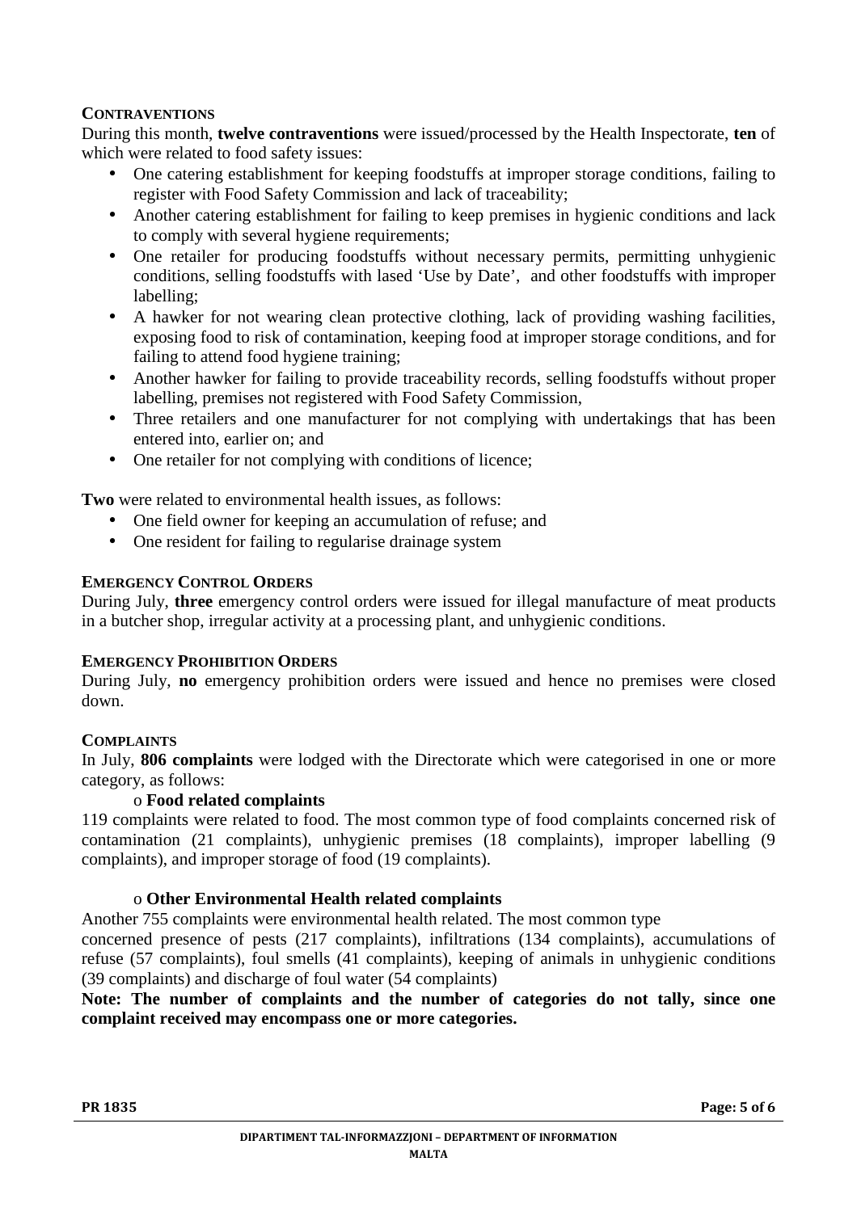### Contraventions

During this month, **twelve contraventions** were issued/processed by the Health Inspectorate, **ten** of which were related to food safety issues:

- One catering establishment for keeping foodstuffs at improper storage conditions, failing to register with Food Safety Commission and lack of traceability;
- Another catering establishment for failing to keep premises in hygienic conditions and lack to comply with several hygiene requirements;
- One retailer for producing foodstuffs without necessary permits, permitting unhygienic conditions, selling foodstuffs with lased 'Use by Date', and other foodstuffs with improper labelling;
- A hawker for not wearing clean protective clothing, lack of providing washing facilities, exposing food to risk of contamination, keeping food at improper storage conditions, and for failing to attend food hygiene training;
- Another hawker for failing to provide traceability records, selling foodstuffs without proper labelling, premises not registered with Food Safety Commission,
- Three retailers and one manufacturer for not complying with undertakings that has been entered into, earlier on; and
- One retailer for not complying with conditions of licence;

**Two** were related to environmental health issues, as follows:

- One field owner for keeping an accumulation of refuse; and
- One resident for failing to regularise drainage system

### Emergency Control Orders

During July, **three** emergency control orders were issued for illegal manufacture of meat products in a butcher shop, irregular activity at a processing plant, and unhygienic conditions.

### Emergency Prohibition Orders

During July, **no** emergency prohibition orders were issued and hence no premises were closed down.

### Complaints

In July, **806 complaints** were lodged with the Directorate which were categorised in one or more category, as follows:

- **Food related complaints**

119 complaints were related to food. The most common type of food complaints concerned risk of contamination (21 complaints), unhygienic premises (18 complaints), improper labelling (9 complaints), and improper storage of food (19 complaints).

- **Other Environmental Health related complaints**

Another 755 complaints were environmental health related. The most common type concerned presence of pests (217 complaints), infiltrations (134 complaints), accumulations of refuse (57 complaints), foul smells (41 complaints), keeping of animals in unhygienic conditions (39 complaints) and discharge of foul water (54 complaints)

**Note: The number of complaints and the number of categories do not tally, since one complaint received may encompass one or more categories.**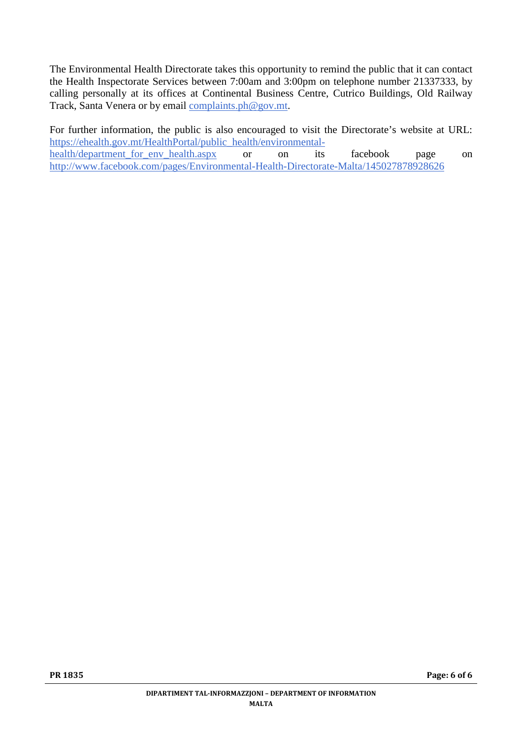The Environmental Health Directorate takes this opportunity to remind the public that it can contact the Health Inspectorate Services between 7:00am and 3:00pm on telephone number 21337333, by calling personally at its offices at Continental Business Centre, Cutrico Buildings, Old Railway Track, Santa Venera or by email complaints.ph@gov.mt.

For further information, the public is also encouraged to visit the Directorate's website at URL: https://ehealth.gov.mt/HealthPortal/public_health/environmental-health/department_for_env_health.aspx or on its facebook page on http://www.facebook.com/pages/Environmental-Health-Directorate-Malta/145027878928626